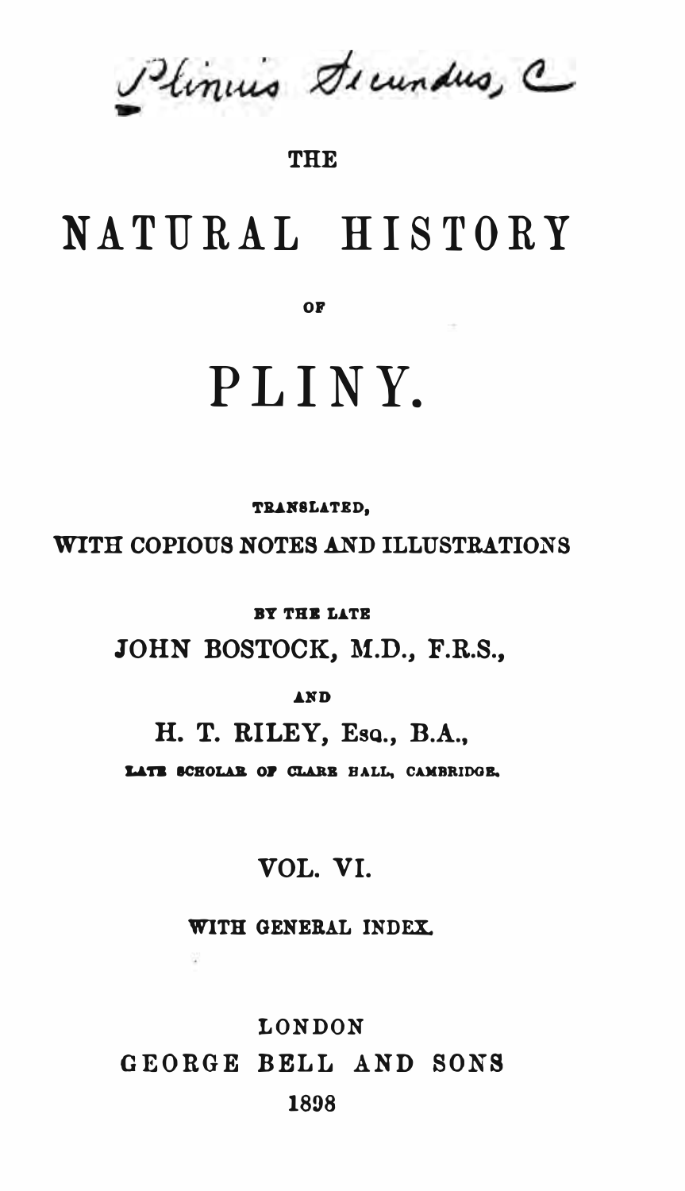Plinius Secundus, C

THE

# NATURAL HISTORY

OF

# PLINY.

TRANSLATED,

WITH COPIOUS NOTES AND ILLUSTRATIONS

BY THE LATE

JOHN BOSTOCK, M.D., F.R.S.,

AND

H. T. RILEY, Esq., B.A.,

LATE SCHOLAR OF CLARE HALL, CAMBRIDGE.

VOL. VI.

WITH GENERAL INDEX.

LONDON

GEORGE BELL AND SONS

1898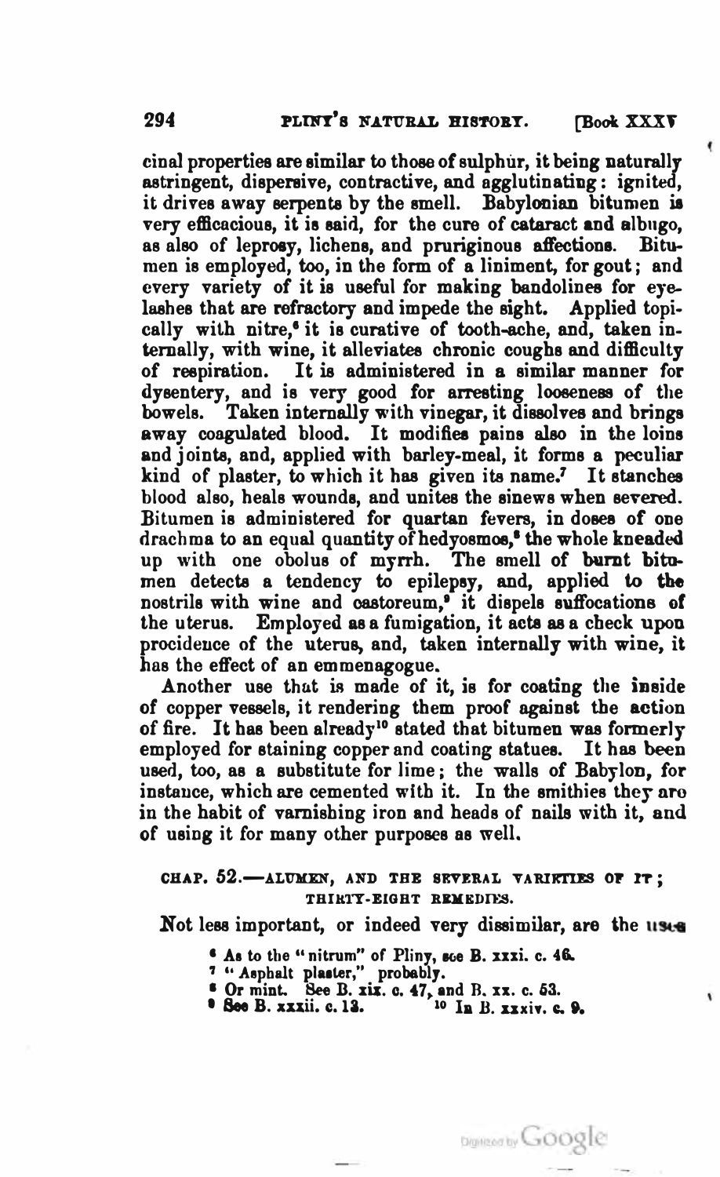cinal properties are similar to those of sulphur, it being naturally astringent, dispersive, contractive, and agglutinating: ignited, it drives away serpents by the smell. Babylonian bitumen is very efficacious, it is said, for the cure of cataract and albugo, as also of leprosy, lichens, and pruriginous affections. Bitumen is employed, too, in the form of a liniment, for gout; and every variety of it is useful for making bandolines for eyelashes that are refractory and impede the sight. Applied topically with nitre,[6] it is curative of tooth-ache, and, taken internally, with wine, it alleviates chronic coughs and difficulty of respiration. It is administered in a similar manner for dysentery, and is very good for arresting looseness of the bowels. Taken internally with vinegar, it dissolves and brings away coagulated blood. It modifies pains also in the loins and joints, and, applied with barley-meal, it forms a peculiar kind of plaster, to which it has given its name.[7] It stanches blood also, heals wounds, and unites the sinews when severed. Bitumen is administered for quartan fevers, in doses of one drachma to an equal quantity of hedyosmos,[8] the whole kneaded up with one obolus of myrrh. The smell of burnt bitumen detects a tendency to epilepsy, and, applied to the nostrils with wine and castoreum,[9] it dispels suffocations of the uterus. Employed as a fumigation, it acts as a check upon procidence of the uterus, and, taken internally with wine, it has the effect of an emmenagogue.

Another use that is made of it, is for coating the inside of copper vessels, it rendering them proof against the action of fire. It has been already[10] stated that bitumen was formerly employed for staining copper and coating statues. It has been used, too, as a substitute for lime; the walls of Babylon, for instance, which are cemented with it. In the smithies they are in the habit of varnishing iron and heads of nails with it, and of using it for many other purposes as well.

## CHAP. 52.—ALUMEN, AND THE SEVERAL VARIETIES OF IT; THIRTY-EIGHT REMEDIES.

Not less important, or indeed very dissimilar, are the uses

[6] As to the "nitrum" of Pliny, see B. xxxi. c. 46.

[7] "Asphalt plaster," probably.

[8] Or mint. See B. xix. c. 47, and B. xx. c. 53.

[9] See B. xxxii. c. 13.

[10] In B. xxxiv. c. 9.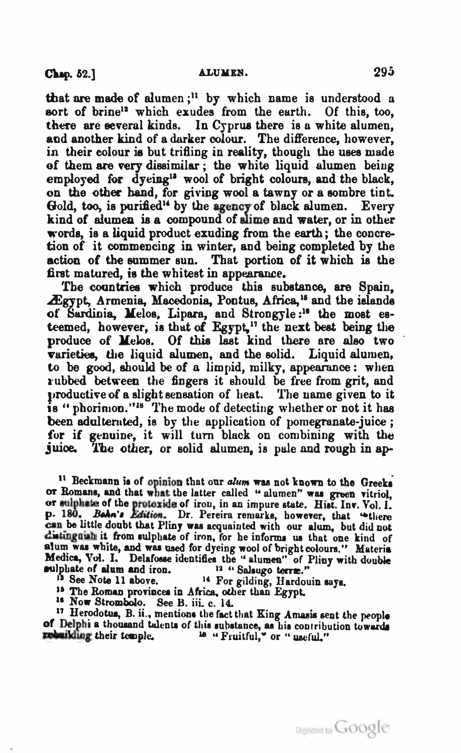that are made of alumen;[11] by which name is understood a sort of brine[12] which exudes from the earth. Of this, too, there are several kinds. In Cyprus there is a white alumen, and another kind of a darker colour. The difference, however, in their colour is but trifling in reality, though the uses made of them are very dissimilar; the white liquid alumen being employed for dyeing[13] wool of bright colours, and the black, on the other hand, for giving wool a tawny or a sombre tint. Gold, too, is purified[14] by the agency of black alumen. Every kind of alumen is a compound of slime and water, or in other words, is a liquid product exuding from the earth; the concretion of it commencing in winter, and being completed by the action of the summer sun. That portion of it which is the first matured, is the whitest in appearance.

The countries which produce this substance, are Spain, Ægypt, Armenia, Macedonia, Pontus, Africa,[15] and the islands of Sardinia, Melos, Lipara, and Strongyle:[16] the most esteemed, however, is that of Egypt,[17] the next best being the produce of Melos. Of this last kind there are also two varieties, the liquid alumen, and the solid. Liquid alumen, to be good, should be of a limpid, milky, appearance: when rubbed between the fingers it should be free from grit, and productive of a slight sensation of heat. The name given to it is "phorimon."[18] The mode of detecting whether or not it has been adulterated, is by the application of pomegranate-juice; for if genuine, it will turn black on combining with the juice. The other, or solid alumen, is pale and rough in ap-

[11] Beckmann is of opinion that our *alum* was not known to the Greeks or Romans, and that what the latter called "alumen" was green vitriol, or sulphate of the protoxide of iron, in an impure state. Hist. Inv. Vol. I. p. 180. *Bohn's Edition*. Dr. Pereira remarks, however, that "there can be little doubt that Pliny was acquainted with our alum, but did not distinguish it from sulphate of iron, for he informs us that one kind of alum was white, and was used for dyeing wool of bright colours." Materia Medica, Vol. I. Delafosse identifies the "alumen" of Pliny with double sulphate of alum and iron.

[12] "Salsugo terræ."

[13] See Note 11 above.

[14] For gilding, Hardouin says.

[15] The Roman provinces in Africa, other than Egypt.

[16] Now Strombolo. See B. iii. c. 14.

[17] Herodotus, B. ii., mentions the fact that King Amasis sent the people of Delphi a thousand talents of this substance, as his contribution towards rebuilding their temple.

[18] "Fruitful," or "useful."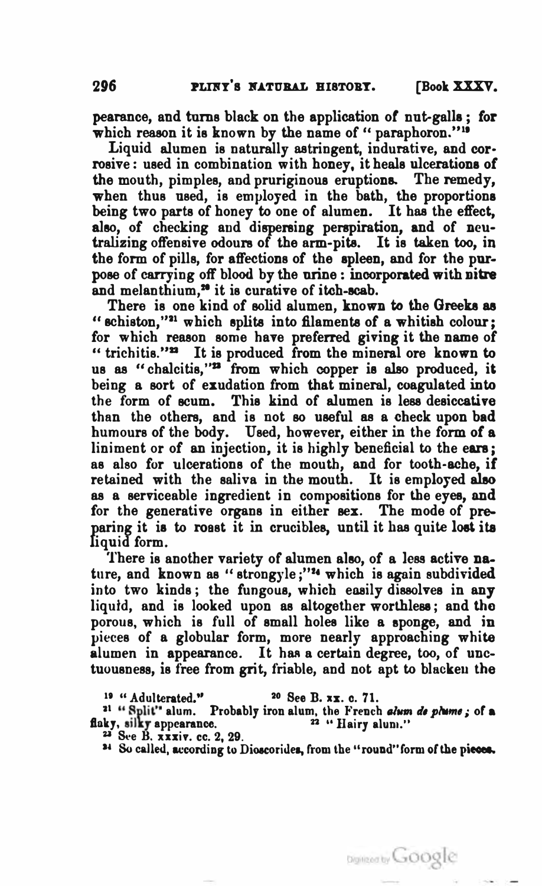pearance, and turns black on the application of nut-galls; for which reason it is known by the name of "paraphoron."[19]

Liquid alumen is naturally astringent, indurative, and corrosive: used in combination with honey, it heals ulcerations of the mouth, pimples, and pruriginous eruptions. The remedy, when thus used, is employed in the bath, the proportions being two parts of honey to one of alumen. It has the effect, also, of checking and dispersing perspiration, and of neutralizing offensive odours of the arm-pits. It is taken too, in the form of pills, for affections of the spleen, and for the purpose of carrying off blood by the urine: incorporated with nitre and melanthium,[20] it is curative of itch-scab.

There is one kind of solid alumen, known to the Greeks as "schiston,"[21] which splits into filaments of a whitish colour; for which reason some have preferred giving it the name of "trichitis."[22] It is produced from the mineral ore known to us as "chalcitis,"[23] from which copper is also produced, it being a sort of exudation from that mineral, coagulated into the form of scum. This kind of alumen is less desiccative than the others, and is not so useful as a check upon bad humours of the body. Used, however, either in the form of a liniment or of an injection, it is highly beneficial to the ears; as also for ulcerations of the mouth, and for tooth-ache, if retained with the saliva in the mouth. It is employed also as a serviceable ingredient in compositions for the eyes, and for the generative organs in either sex. The mode of preparing it is to roast it in crucibles, until it has quite lost its liquid form.

There is another variety of alumen also, of a less active nature, and known as "strongyle;"[24] which is again subdivided into two kinds; the fungous, which easily dissolves in any liquid, and is looked upon as altogether worthless; and the porous, which is full of small holes like a sponge, and in pieces of a globular form, more nearly approaching white alumen in appearance. It has a certain degree, too, of unctuousness, is free from grit, friable, and not apt to blacken the

---

[19] "Adulterated."

[20] See B. xx. c. 71.

[21] "Split" alum. Probably iron alum, the French *alun de plume*; of a flaky, silky appearance.

[22] "Hairy alum."

[23] See B. xxxiv. cc. 2, 29.

[24] So called, according to Dioscorides, from the "round" form of the pieces.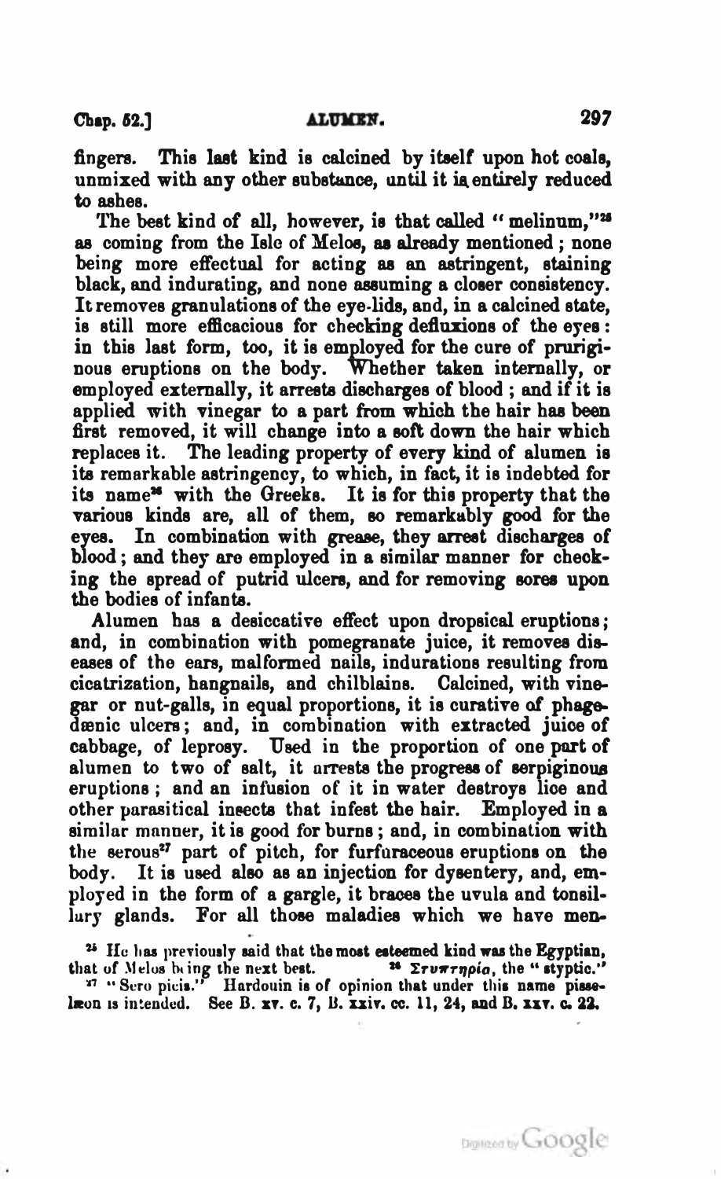fingers. This last kind is calcined by itself upon hot coals, unmixed with any other substance, until it is entirely reduced to ashes.

The best kind of all, however, is that called "melinum,"[25] as coming from the Isle of Melos, as already mentioned; none being more effectual for acting as an astringent, staining black, and indurating, and none assuming a closer consistency. It removes granulations of the eye-lids, and, in a calcined state, is still more efficacious for checking defluxions of the eyes: in this last form, too, it is employed for the cure of pruriginous eruptions on the body. Whether taken internally, or employed externally, it arrests discharges of blood; and if it is applied with vinegar to a part from which the hair has been first removed, it will change into a soft down the hair which replaces it. The leading property of every kind of alumen is its remarkable astringency, to which, in fact, it is indebted for its name[26] with the Greeks. It is for this property that the various kinds are, all of them, so remarkably good for the eyes. In combination with grease, they arrest discharges of blood; and they are employed in a similar manner for checking the spread of putrid ulcers, and for removing sores upon the bodies of infants.

Alumen has a desiccative effect upon dropsical eruptions; and, in combination with pomegranate juice, it removes diseases of the ears, malformed nails, indurations resulting from cicatrization, hangnails, and chilblains. Calcined, with vinegar or nut-galls, in equal proportions, it is curative of phagedænic ulcers; and, in combination with extracted juice of cabbage, of leprosy. Used in the proportion of one part of alumen to two of salt, it arrests the progress of serpiginous eruptions; and an infusion of it in water destroys lice and other parasitical insects that infest the hair. Employed in a similar manner, it is good for burns; and, in combination with the serous[27] part of pitch, for furfuraceous eruptions on the body. It is used also as an injection for dysentery, and, employed in the form of a gargle, it braces the uvula and tonsillary glands. For all those maladies which we have men-

---

[25] He has previously said that the most esteemed kind was the Egyptian, that of Melos being the next best.

[26] Στυπτηρία, the "styptic."

[27] "Sero picis." Hardouin is of opinion that under this name pissælæon is intended. See B. xv. c. 7, B. xxiv. cc. 11, 24, and B. xxv. c. 22.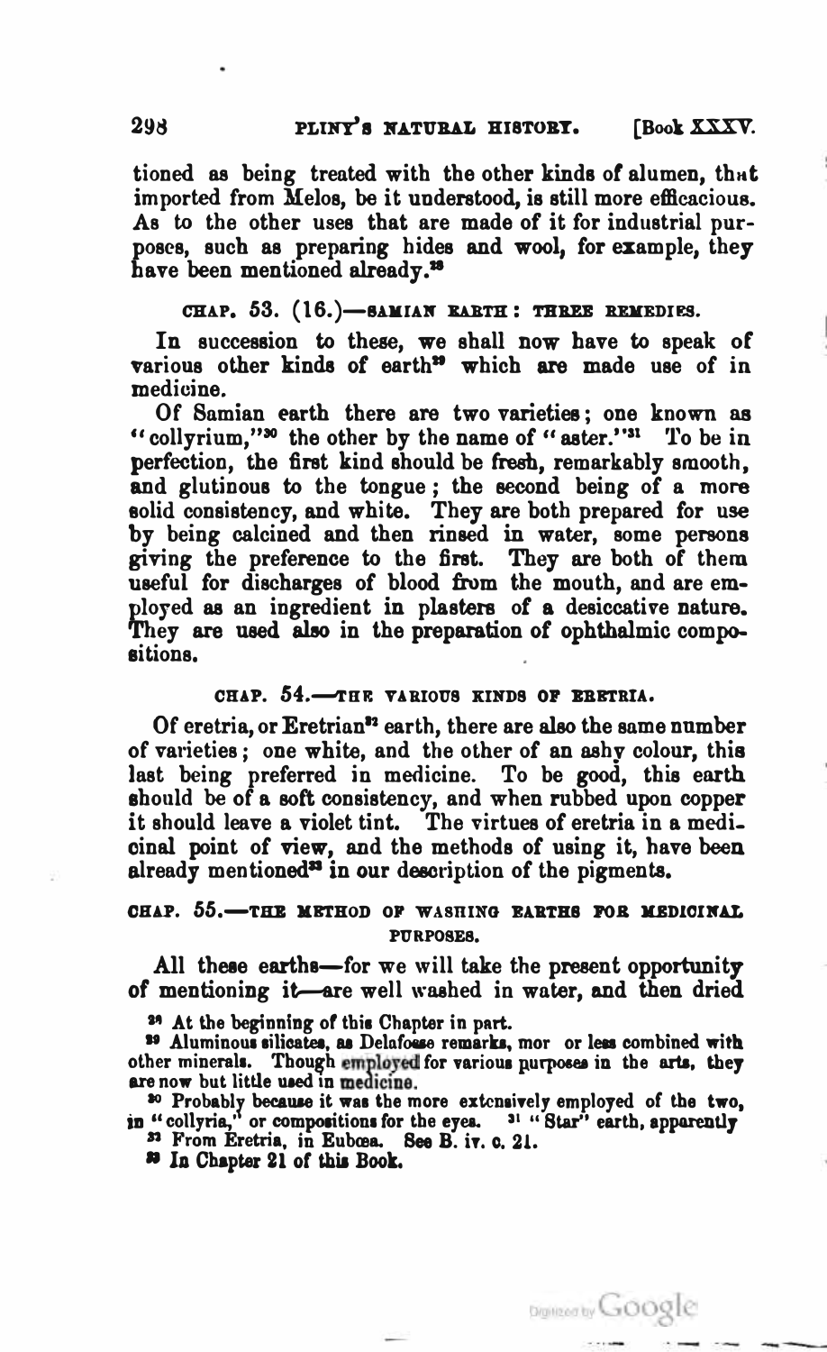tioned as being treated with the other kinds of alumen, that imported from Melos, be it understood, is still more efficacious. As to the other uses that are made of it for industrial purposes, such as preparing hides and wool, for example, they have been mentioned already.[28]

### CHAP. 53. (16.)—SAMIAN EARTH: THREE REMEDIES.

In succession to these, we shall now have to speak of various other kinds of earth[29] which are made use of in medicine.

Of Samian earth there are two varieties; one known as "collyrium,"[30] the other by the name of "aster."[31] To be in perfection, the first kind should be fresh, remarkably smooth, and glutinous to the tongue; the second being of a more solid consistency, and white. They are both prepared for use by being calcined and then rinsed in water, some persons giving the preference to the first. They are both of them useful for discharges of blood from the mouth, and are employed as an ingredient in plasters of a desiccative nature. They are used also in the preparation of ophthalmic compositions.

### CHAP. 54.—THE VARIOUS KINDS OF ERETRIA.

Of eretria, or Eretrian[32] earth, there are also the same number of varieties; one white, and the other of an ashy colour, this last being preferred in medicine. To be good, this earth should be of a soft consistency, and when rubbed upon copper it should leave a violet tint. The virtues of eretria in a medicinal point of view, and the methods of using it, have been already mentioned[33] in our description of the pigments.

### CHAP. 55.—THE METHOD OF WASHING EARTHS FOR MEDICINAL PURPOSES.

All these earths—for we will take the present opportunity of mentioning it—are well washed in water, and then dried

---

[28] At the beginning of this Chapter in part.

[29] Aluminous silicates, as Delafosse remarks, mor or less combined with other minerals. Though employed for various purposes in the arts, they are now but little used in medicine.

[30] Probably because it was the more extensively employed of the two, in "collyria," or compositions for the eyes. [31] "Star" earth, apparently

[32] From Eretria, in Eubœa. See B. iv. c. 21.

[33] In Chapter 21 of this Book.